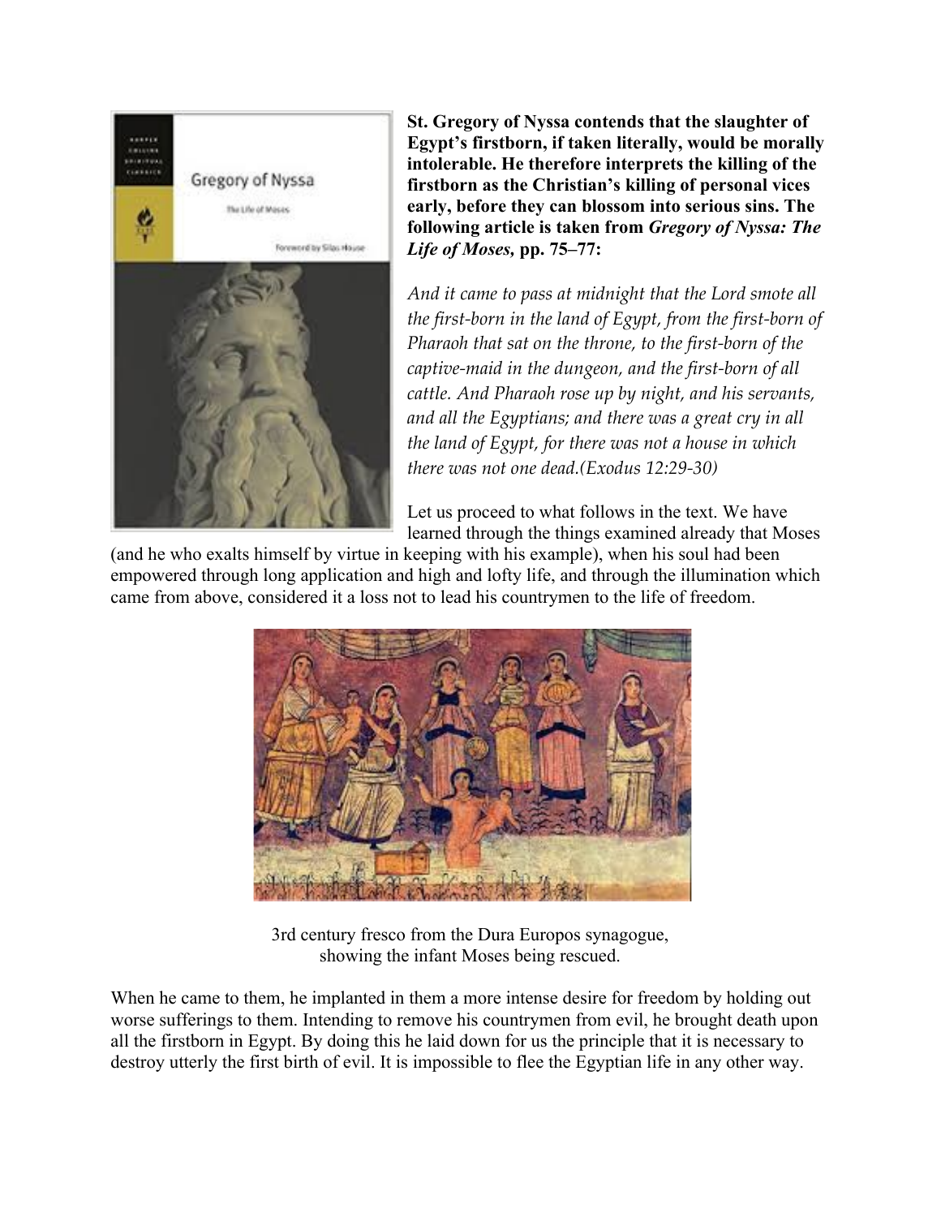**St. Gregory of Nyssa contends that the slaughter of Egypt's firstborn, if taken literally, would be morally intolerable. He therefore interprets the killing of the firstborn as the Christian's killing of personal vices early, before they can blossom into serious sins. The following article is taken from *Gregory of Nyssa: The Life of Moses,* pp. 75–77:**

*And it came to pass at midnight that the Lord smote all the first-born in the land of Egypt, from the first-born of Pharaoh that sat on the throne, to the first-born of the captive-maid in the dungeon, and the first-born of all cattle. And Pharaoh rose up by night, and his servants, and all the Egyptians; and there was a great cry in all the land of Egypt, for there was not a house in which there was not one dead.(Exodus 12:29-30)*

Let us proceed to what follows in the text. We have learned through the things examined already that Moses (and he who exalts himself by virtue in keeping with his example), when his soul had been empowered through long application and high and lofty life, and through the illumination which came from above, considered it a loss not to lead his countrymen to the life of freedom.

3rd century fresco from the Dura Europos synagogue, showing the infant Moses being rescued.

When he came to them, he implanted in them a more intense desire for freedom by holding out worse sufferings to them. Intending to remove his countrymen from evil, he brought death upon all the firstborn in Egypt. By doing this he laid down for us the principle that it is necessary to destroy utterly the first birth of evil. It is impossible to flee the Egyptian life in any other way.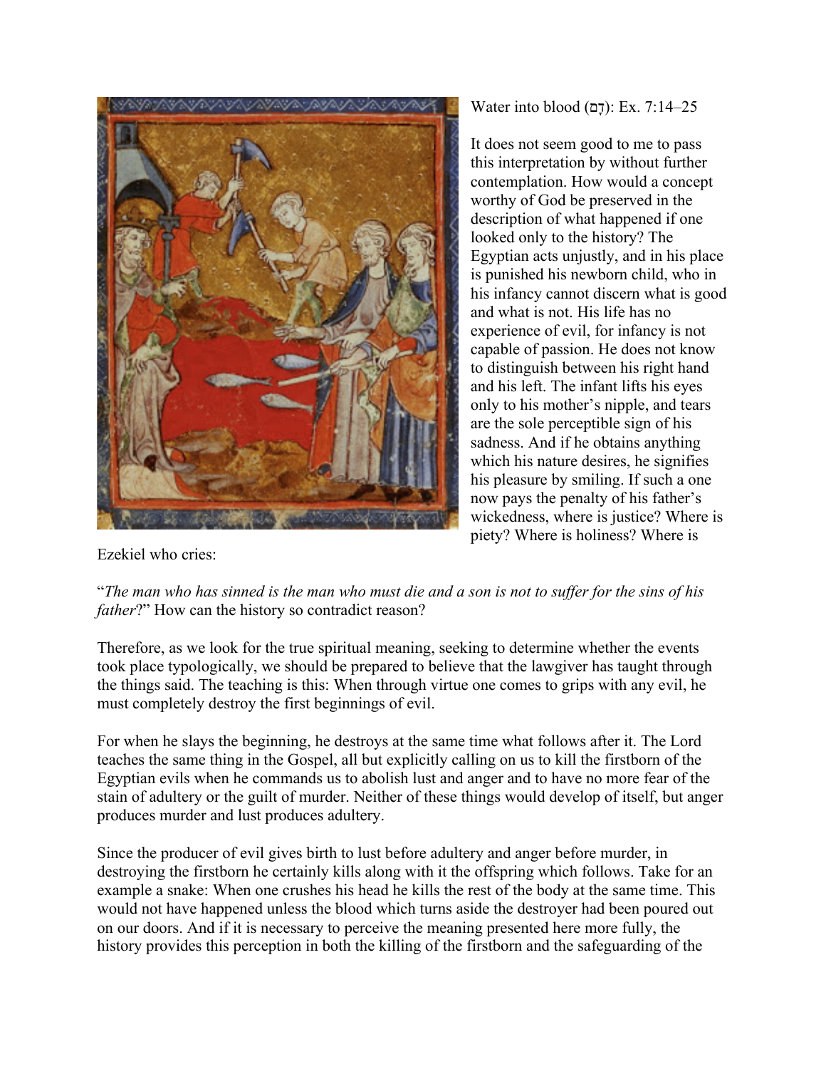Water into blood (דָּם): Ex. 7:14–25

It does not seem good to me to pass this interpretation by without further contemplation. How would a concept worthy of God be preserved in the description of what happened if one looked only to the history? The Egyptian acts unjustly, and in his place is punished his newborn child, who in his infancy cannot discern what is good and what is not. His life has no experience of evil, for infancy is not capable of passion. He does not know to distinguish between his right hand and his left. The infant lifts his eyes only to his mother's nipple, and tears are the sole perceptible sign of his sadness. And if he obtains anything which his nature desires, he signifies his pleasure by smiling. If such a one now pays the penalty of his father's wickedness, where is justice? Where is piety? Where is holiness? Where is Ezekiel who cries:

"*The man who has sinned is the man who must die and a son is not to suffer for the sins of his father*?" How can the history so contradict reason?

Therefore, as we look for the true spiritual meaning, seeking to determine whether the events took place typologically, we should be prepared to believe that the lawgiver has taught through the things said. The teaching is this: When through virtue one comes to grips with any evil, he must completely destroy the first beginnings of evil.

For when he slays the beginning, he destroys at the same time what follows after it. The Lord teaches the same thing in the Gospel, all but explicitly calling on us to kill the firstborn of the Egyptian evils when he commands us to abolish lust and anger and to have no more fear of the stain of adultery or the guilt of murder. Neither of these things would develop of itself, but anger produces murder and lust produces adultery.

Since the producer of evil gives birth to lust before adultery and anger before murder, in destroying the firstborn he certainly kills along with it the offspring which follows. Take for an example a snake: When one crushes his head he kills the rest of the body at the same time. This would not have happened unless the blood which turns aside the destroyer had been poured out on our doors. And if it is necessary to perceive the meaning presented here more fully, the history provides this perception in both the killing of the firstborn and the safeguarding of the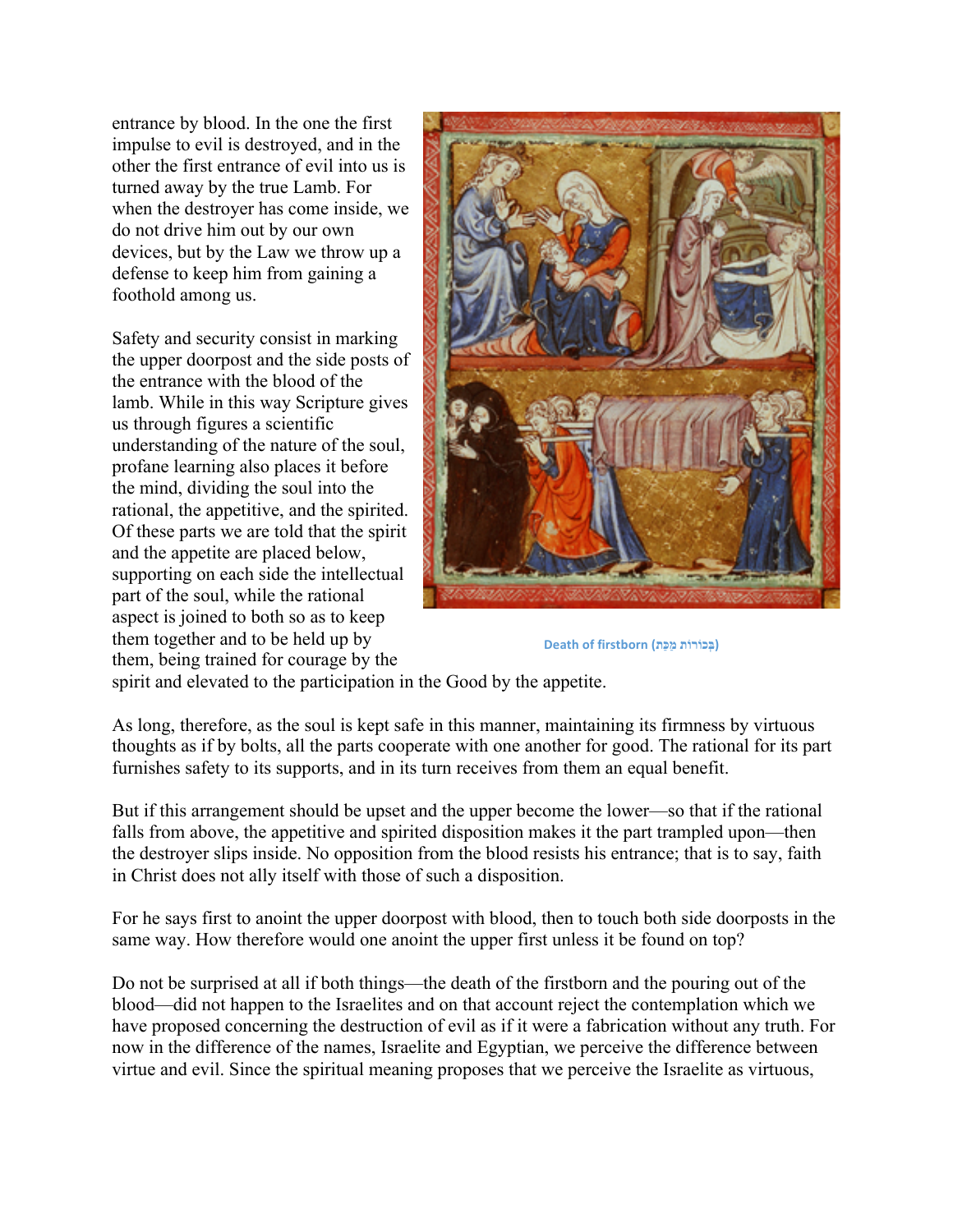entrance by blood. In the one the first impulse to evil is destroyed, and in the other the first entrance of evil into us is turned away by the true Lamb. For when the destroyer has come inside, we do not drive him out by our own devices, but by the Law we throw up a defense to keep him from gaining a foothold among us.

Safety and security consist in marking the upper doorpost and the side posts of the entrance with the blood of the lamb. While in this way Scripture gives us through figures a scientific understanding of the nature of the soul, profane learning also places it before the mind, dividing the soul into the rational, the appetitive, and the spirited. Of these parts we are told that the spirit and the appetite are placed below, supporting on each side the intellectual part of the soul, while the rational aspect is joined to both so as to keep them together and to be held up by them, being trained for courage by the spirit and elevated to the participation in the Good by the appetite.

Death of firstborn (בְּכוֹרוֹת מַכַּת)

As long, therefore, as the soul is kept safe in this manner, maintaining its firmness by virtuous thoughts as if by bolts, all the parts cooperate with one another for good. The rational for its part furnishes safety to its supports, and in its turn receives from them an equal benefit.

But if this arrangement should be upset and the upper become the lower—so that if the rational falls from above, the appetitive and spirited disposition makes it the part trampled upon—then the destroyer slips inside. No opposition from the blood resists his entrance; that is to say, faith in Christ does not ally itself with those of such a disposition.

For he says first to anoint the upper doorpost with blood, then to touch both side doorposts in the same way. How therefore would one anoint the upper first unless it be found on top?

Do not be surprised at all if both things—the death of the firstborn and the pouring out of the blood—did not happen to the Israelites and on that account reject the contemplation which we have proposed concerning the destruction of evil as if it were a fabrication without any truth. For now in the difference of the names, Israelite and Egyptian, we perceive the difference between virtue and evil. Since the spiritual meaning proposes that we perceive the Israelite as virtuous,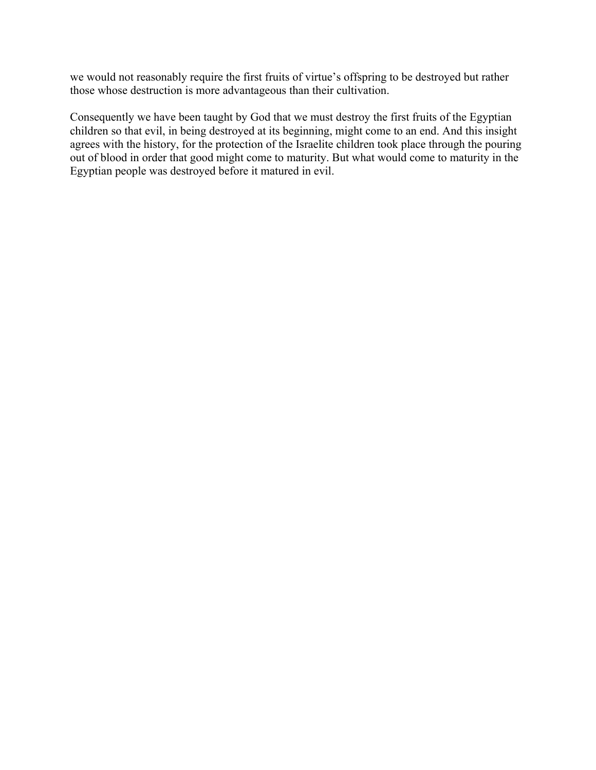we would not reasonably require the first fruits of virtue's offspring to be destroyed but rather those whose destruction is more advantageous than their cultivation.

Consequently we have been taught by God that we must destroy the first fruits of the Egyptian children so that evil, in being destroyed at its beginning, might come to an end. And this insight agrees with the history, for the protection of the Israelite children took place through the pouring out of blood in order that good might come to maturity. But what would come to maturity in the Egyptian people was destroyed before it matured in evil.